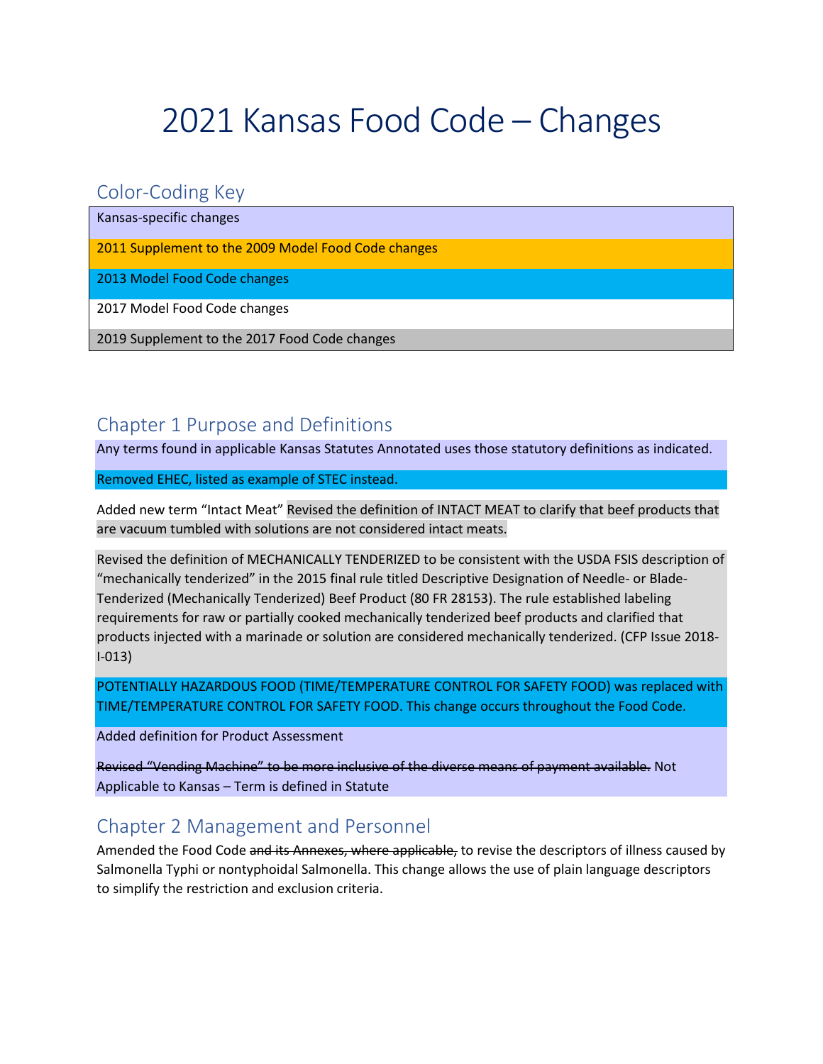# 2021 Kansas Food Code – Changes

## Color-Coding Key

| Kansas-specific changes |
|---|
| 2011 Supplement to the 2009 Model Food Code changes |
| 2013 Model Food Code changes |
| 2017 Model Food Code changes |
| 2019 Supplement to the 2017 Food Code changes |

## Chapter 1 Purpose and Definitions

Any terms found in applicable Kansas Statutes Annotated uses those statutory definitions as indicated.

Removed EHEC, listed as example of STEC instead.

Added new term "Intact Meat" Revised the definition of INTACT MEAT to clarify that beef products that are vacuum tumbled with solutions are not considered intact meats.

Revised the definition of MECHANICALLY TENDERIZED to be consistent with the USDA FSIS description of "mechanically tenderized" in the 2015 final rule titled Descriptive Designation of Needle- or Blade-Tenderized (Mechanically Tenderized) Beef Product (80 FR 28153). The rule established labeling requirements for raw or partially cooked mechanically tenderized beef products and clarified that products injected with a marinade or solution are considered mechanically tenderized. (CFP Issue 2018-I-013)

POTENTIALLY HAZARDOUS FOOD (TIME/TEMPERATURE CONTROL FOR SAFETY FOOD) was replaced with TIME/TEMPERATURE CONTROL FOR SAFETY FOOD. This change occurs throughout the Food Code.

Added definition for Product Assessment

~~Revised "Vending Machine" to be more inclusive of the diverse means of payment available.~~ Not Applicable to Kansas – Term is defined in Statute

## Chapter 2 Management and Personnel

Amended the Food Code ~~and its Annexes, where applicable,~~ to revise the descriptors of illness caused by Salmonella Typhi or nontyphoidal Salmonella. This change allows the use of plain language descriptors to simplify the restriction and exclusion criteria.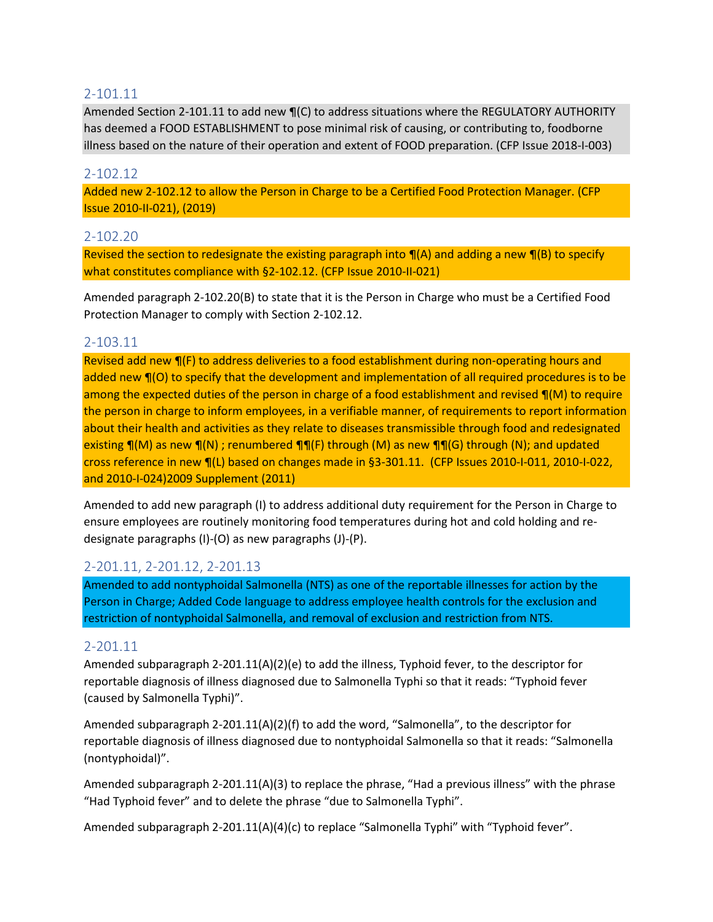## 2-101.11

Amended Section 2-101.11 to add new ¶(C) to address situations where the REGULATORY AUTHORITY has deemed a FOOD ESTABLISHMENT to pose minimal risk of causing, or contributing to, foodborne illness based on the nature of their operation and extent of FOOD preparation. (CFP Issue 2018-I-003)

## 2-102.12

Added new 2-102.12 to allow the Person in Charge to be a Certified Food Protection Manager. (CFP Issue 2010-II-021), (2019)

## 2-102.20

Revised the section to redesignate the existing paragraph into ¶(A) and adding a new ¶(B) to specify what constitutes compliance with §2-102.12. (CFP Issue 2010-II-021)

Amended paragraph 2-102.20(B) to state that it is the Person in Charge who must be a Certified Food Protection Manager to comply with Section 2-102.12.

## 2-103.11

Revised add new ¶(F) to address deliveries to a food establishment during non-operating hours and added new ¶(O) to specify that the development and implementation of all required procedures is to be among the expected duties of the person in charge of a food establishment and revised ¶(M) to require the person in charge to inform employees, in a verifiable manner, of requirements to report information about their health and activities as they relate to diseases transmissible through food and redesignated existing ¶(M) as new ¶(N) ; renumbered ¶¶(F) through (M) as new ¶¶(G) through (N); and updated cross reference in new ¶(L) based on changes made in §3-301.11. (CFP Issues 2010-I-011, 2010-I-022, and 2010-I-024)2009 Supplement (2011)

Amended to add new paragraph (I) to address additional duty requirement for the Person in Charge to ensure employees are routinely monitoring food temperatures during hot and cold holding and re-designate paragraphs (I)-(O) as new paragraphs (J)-(P).

## 2-201.11, 2-201.12, 2-201.13

Amended to add nontyphoidal Salmonella (NTS) as one of the reportable illnesses for action by the Person in Charge; Added Code language to address employee health controls for the exclusion and restriction of nontyphoidal Salmonella, and removal of exclusion and restriction from NTS.

## 2-201.11

Amended subparagraph 2-201.11(A)(2)(e) to add the illness, Typhoid fever, to the descriptor for reportable diagnosis of illness diagnosed due to Salmonella Typhi so that it reads: "Typhoid fever (caused by Salmonella Typhi)".

Amended subparagraph 2-201.11(A)(2)(f) to add the word, "Salmonella", to the descriptor for reportable diagnosis of illness diagnosed due to nontyphoidal Salmonella so that it reads: "Salmonella (nontyphoidal)".

Amended subparagraph 2-201.11(A)(3) to replace the phrase, "Had a previous illness" with the phrase "Had Typhoid fever" and to delete the phrase "due to Salmonella Typhi".

Amended subparagraph 2-201.11(A)(4)(c) to replace "Salmonella Typhi" with "Typhoid fever".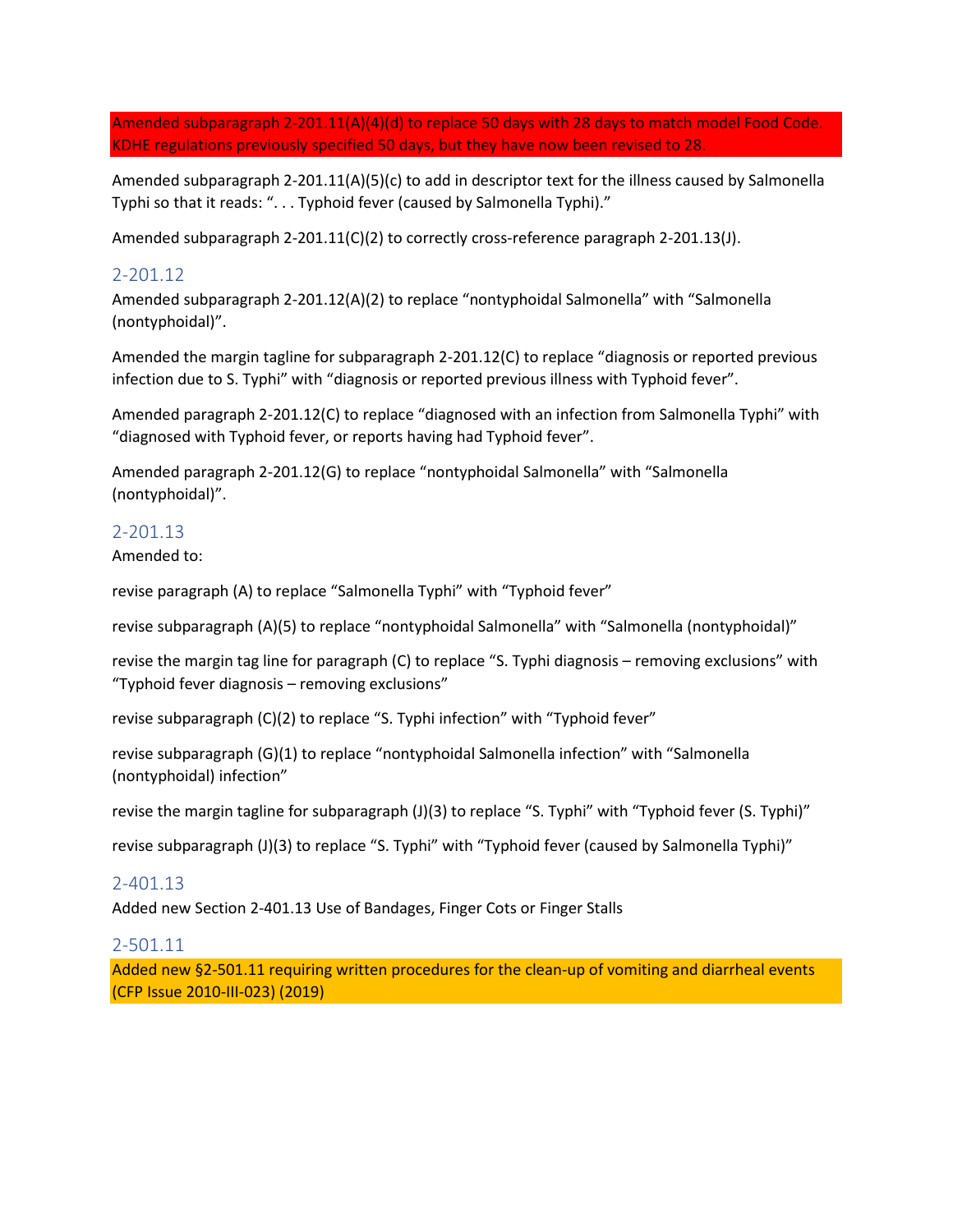Amended subparagraph 2-201.11(A)(4)(d) to replace 50 days with 28 days to match model Food Code. KDHE regulations previously specified 50 days, but they have now been revised to 28.

Amended subparagraph 2-201.11(A)(5)(c) to add in descriptor text for the illness caused by Salmonella Typhi so that it reads: ". . . Typhoid fever (caused by Salmonella Typhi)."

Amended subparagraph 2-201.11(C)(2) to correctly cross-reference paragraph 2-201.13(J).

## 2-201.12

Amended subparagraph 2-201.12(A)(2) to replace "nontyphoidal Salmonella" with "Salmonella (nontyphoidal)".

Amended the margin tagline for subparagraph 2-201.12(C) to replace "diagnosis or reported previous infection due to S. Typhi" with "diagnosis or reported previous illness with Typhoid fever".

Amended paragraph 2-201.12(C) to replace "diagnosed with an infection from Salmonella Typhi" with "diagnosed with Typhoid fever, or reports having had Typhoid fever".

Amended paragraph 2-201.12(G) to replace "nontyphoidal Salmonella" with "Salmonella (nontyphoidal)".

## 2-201.13

Amended to:

revise paragraph (A) to replace "Salmonella Typhi" with "Typhoid fever"

revise subparagraph (A)(5) to replace "nontyphoidal Salmonella" with "Salmonella (nontyphoidal)"

revise the margin tag line for paragraph (C) to replace "S. Typhi diagnosis – removing exclusions" with "Typhoid fever diagnosis – removing exclusions"

revise subparagraph (C)(2) to replace "S. Typhi infection" with "Typhoid fever"

revise subparagraph (G)(1) to replace "nontyphoidal Salmonella infection" with "Salmonella (nontyphoidal) infection"

revise the margin tagline for subparagraph (J)(3) to replace "S. Typhi" with "Typhoid fever (S. Typhi)"

revise subparagraph (J)(3) to replace "S. Typhi" with "Typhoid fever (caused by Salmonella Typhi)"

## 2-401.13

Added new Section 2-401.13 Use of Bandages, Finger Cots or Finger Stalls

## 2-501.11

Added new §2-501.11 requiring written procedures for the clean-up of vomiting and diarrheal events (CFP Issue 2010-III-023) (2019)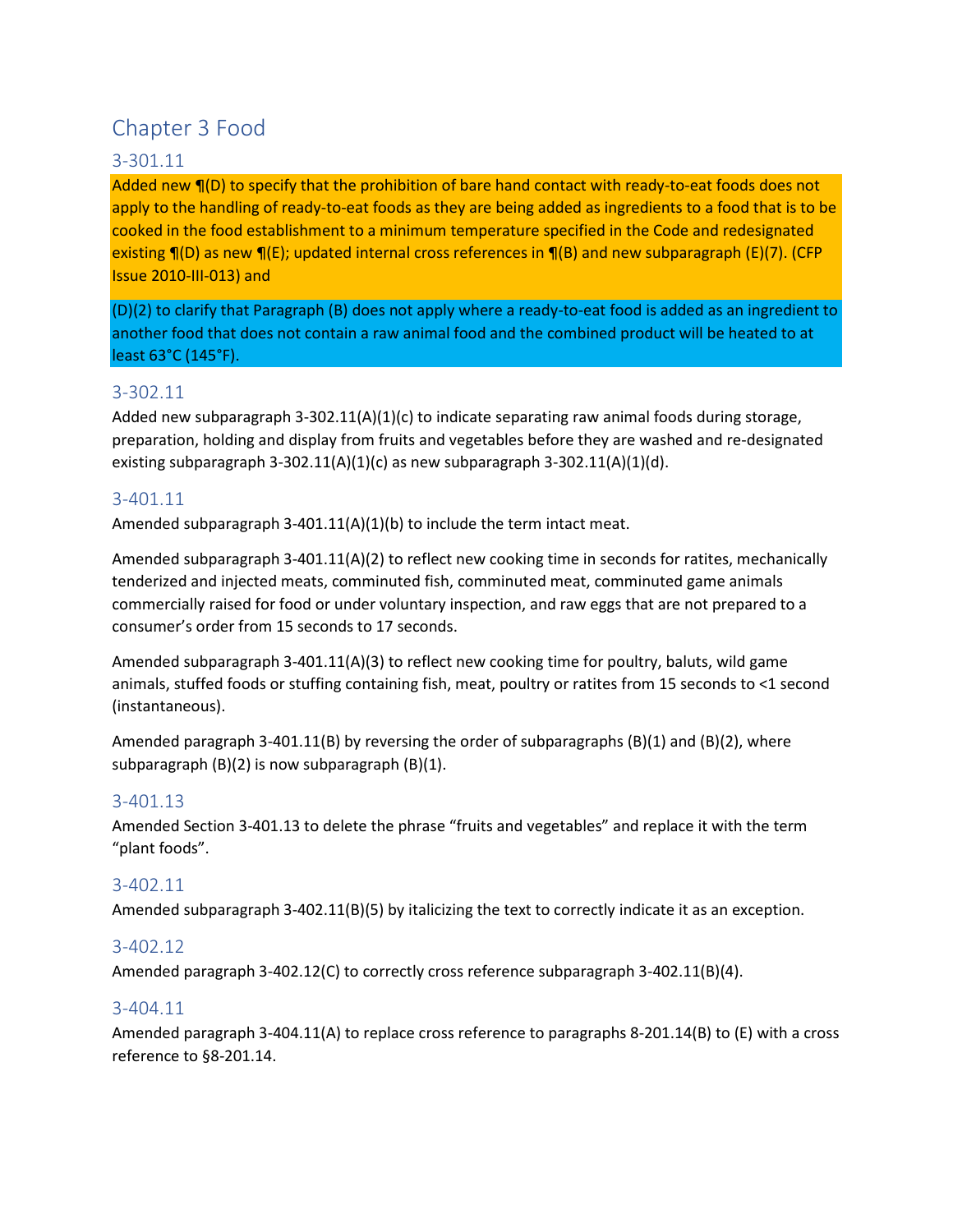# Chapter 3 Food

## 3-301.11

Added new ¶(D) to specify that the prohibition of bare hand contact with ready-to-eat foods does not apply to the handling of ready-to-eat foods as they are being added as ingredients to a food that is to be cooked in the food establishment to a minimum temperature specified in the Code and redesignated existing ¶(D) as new ¶(E); updated internal cross references in ¶(B) and new subparagraph (E)(7). (CFP Issue 2010-III-013) and

(D)(2) to clarify that Paragraph (B) does not apply where a ready-to-eat food is added as an ingredient to another food that does not contain a raw animal food and the combined product will be heated to at least 63°C (145°F).

## 3-302.11

Added new subparagraph 3-302.11(A)(1)(c) to indicate separating raw animal foods during storage, preparation, holding and display from fruits and vegetables before they are washed and re-designated existing subparagraph 3-302.11(A)(1)(c) as new subparagraph 3-302.11(A)(1)(d).

## 3-401.11

Amended subparagraph 3-401.11(A)(1)(b) to include the term intact meat.

Amended subparagraph 3-401.11(A)(2) to reflect new cooking time in seconds for ratites, mechanically tenderized and injected meats, comminuted fish, comminuted meat, comminuted game animals commercially raised for food or under voluntary inspection, and raw eggs that are not prepared to a consumer's order from 15 seconds to 17 seconds.

Amended subparagraph 3-401.11(A)(3) to reflect new cooking time for poultry, baluts, wild game animals, stuffed foods or stuffing containing fish, meat, poultry or ratites from 15 seconds to <1 second (instantaneous).

Amended paragraph 3-401.11(B) by reversing the order of subparagraphs (B)(1) and (B)(2), where subparagraph (B)(2) is now subparagraph (B)(1).

## 3-401.13

Amended Section 3-401.13 to delete the phrase "fruits and vegetables" and replace it with the term "plant foods".

## 3-402.11

Amended subparagraph 3-402.11(B)(5) by italicizing the text to correctly indicate it as an exception.

## 3-402.12

Amended paragraph 3-402.12(C) to correctly cross reference subparagraph 3-402.11(B)(4).

## 3-404.11

Amended paragraph 3-404.11(A) to replace cross reference to paragraphs 8-201.14(B) to (E) with a cross reference to §8-201.14.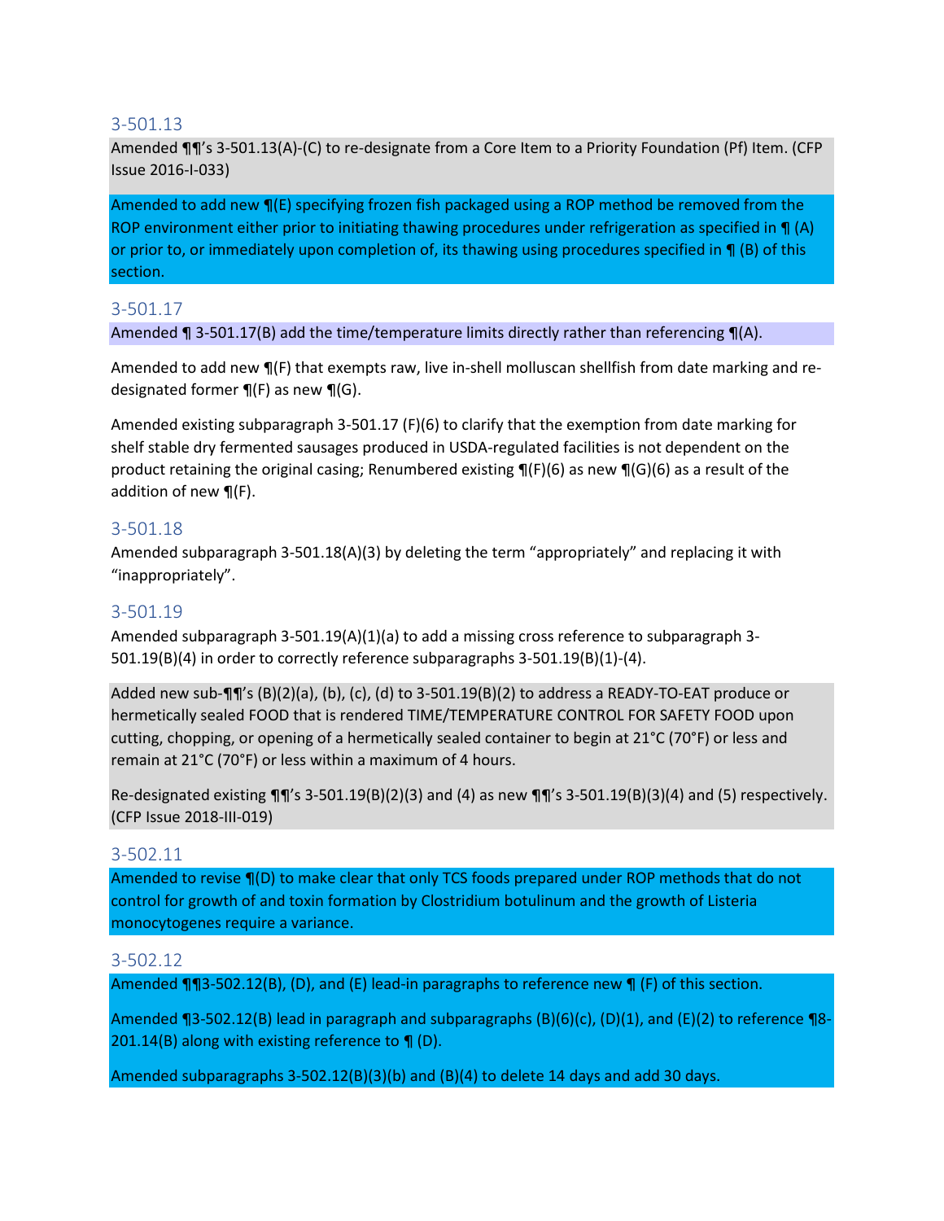### 3-501.13

Amended ¶¶'s 3-501.13(A)-(C) to re-designate from a Core Item to a Priority Foundation (Pf) Item. (CFP Issue 2016-I-033)

Amended to add new ¶(E) specifying frozen fish packaged using a ROP method be removed from the ROP environment either prior to initiating thawing procedures under refrigeration as specified in ¶ (A) or prior to, or immediately upon completion of, its thawing using procedures specified in ¶ (B) of this section.

### 3-501.17

Amended ¶ 3-501.17(B) add the time/temperature limits directly rather than referencing ¶(A).

Amended to add new ¶(F) that exempts raw, live in-shell molluscan shellfish from date marking and re-designated former ¶(F) as new ¶(G).

Amended existing subparagraph 3-501.17 (F)(6) to clarify that the exemption from date marking for shelf stable dry fermented sausages produced in USDA-regulated facilities is not dependent on the product retaining the original casing; Renumbered existing ¶(F)(6) as new ¶(G)(6) as a result of the addition of new ¶(F).

### 3-501.18

Amended subparagraph 3-501.18(A)(3) by deleting the term "appropriately" and replacing it with "inappropriately".

### 3-501.19

Amended subparagraph 3-501.19(A)(1)(a) to add a missing cross reference to subparagraph 3-501.19(B)(4) in order to correctly reference subparagraphs 3-501.19(B)(1)-(4).

Added new sub-¶¶'s (B)(2)(a), (b), (c), (d) to 3-501.19(B)(2) to address a READY-TO-EAT produce or hermetically sealed FOOD that is rendered TIME/TEMPERATURE CONTROL FOR SAFETY FOOD upon cutting, chopping, or opening of a hermetically sealed container to begin at 21°C (70°F) or less and remain at 21°C (70°F) or less within a maximum of 4 hours.

Re-designated existing ¶¶'s 3-501.19(B)(2)(3) and (4) as new ¶¶'s 3-501.19(B)(3)(4) and (5) respectively. (CFP Issue 2018-III-019)

### 3-502.11

Amended to revise ¶(D) to make clear that only TCS foods prepared under ROP methods that do not control for growth of and toxin formation by Clostridium botulinum and the growth of Listeria monocytogenes require a variance.

### 3-502.12

Amended ¶¶3-502.12(B), (D), and (E) lead-in paragraphs to reference new ¶ (F) of this section.

Amended ¶3-502.12(B) lead in paragraph and subparagraphs (B)(6)(c), (D)(1), and (E)(2) to reference ¶8-201.14(B) along with existing reference to ¶ (D).

Amended subparagraphs 3-502.12(B)(3)(b) and (B)(4) to delete 14 days and add 30 days.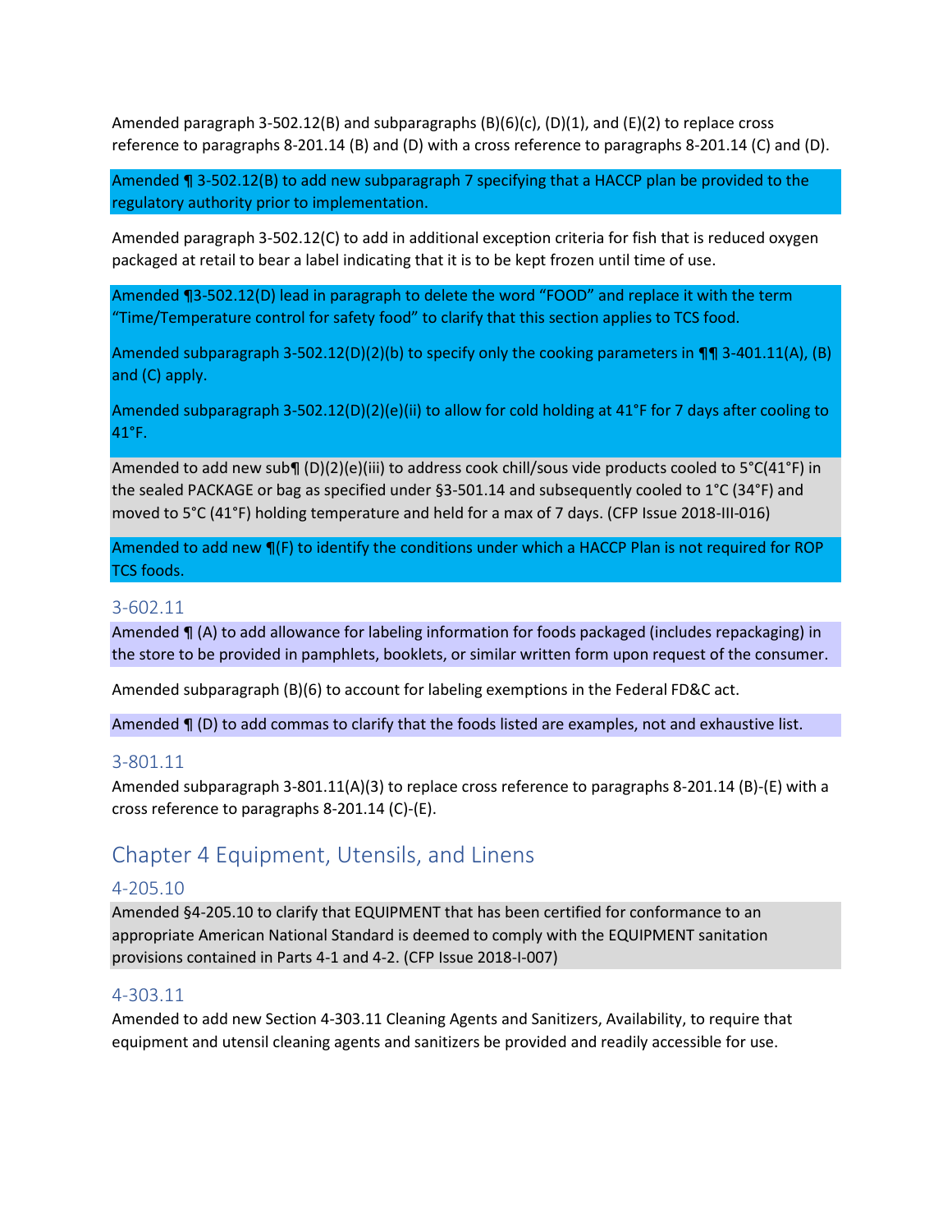Amended paragraph 3-502.12(B) and subparagraphs (B)(6)(c), (D)(1), and (E)(2) to replace cross reference to paragraphs 8-201.14 (B) and (D) with a cross reference to paragraphs 8-201.14 (C) and (D).

Amended ¶ 3-502.12(B) to add new subparagraph 7 specifying that a HACCP plan be provided to the regulatory authority prior to implementation.

Amended paragraph 3-502.12(C) to add in additional exception criteria for fish that is reduced oxygen packaged at retail to bear a label indicating that it is to be kept frozen until time of use.

Amended ¶3-502.12(D) lead in paragraph to delete the word "FOOD" and replace it with the term "Time/Temperature control for safety food" to clarify that this section applies to TCS food.

Amended subparagraph 3-502.12(D)(2)(b) to specify only the cooking parameters in ¶¶ 3-401.11(A), (B) and (C) apply.

Amended subparagraph 3-502.12(D)(2)(e)(ii) to allow for cold holding at 41°F for 7 days after cooling to 41°F.

Amended to add new sub¶ (D)(2)(e)(iii) to address cook chill/sous vide products cooled to 5°C(41°F) in the sealed PACKAGE or bag as specified under §3-501.14 and subsequently cooled to 1°C (34°F) and moved to 5°C (41°F) holding temperature and held for a max of 7 days. (CFP Issue 2018-III-016)

Amended to add new ¶(F) to identify the conditions under which a HACCP Plan is not required for ROP TCS foods.

### 3-602.11

Amended ¶ (A) to add allowance for labeling information for foods packaged (includes repackaging) in the store to be provided in pamphlets, booklets, or similar written form upon request of the consumer.

Amended subparagraph (B)(6) to account for labeling exemptions in the Federal FD&C act.

Amended ¶ (D) to add commas to clarify that the foods listed are examples, not and exhaustive list.

### 3-801.11

Amended subparagraph 3-801.11(A)(3) to replace cross reference to paragraphs 8-201.14 (B)-(E) with a cross reference to paragraphs 8-201.14 (C)-(E).

## Chapter 4 Equipment, Utensils, and Linens

### 4-205.10

Amended §4-205.10 to clarify that EQUIPMENT that has been certified for conformance to an appropriate American National Standard is deemed to comply with the EQUIPMENT sanitation provisions contained in Parts 4-1 and 4-2. (CFP Issue 2018-I-007)

### 4-303.11

Amended to add new Section 4-303.11 Cleaning Agents and Sanitizers, Availability, to require that equipment and utensil cleaning agents and sanitizers be provided and readily accessible for use.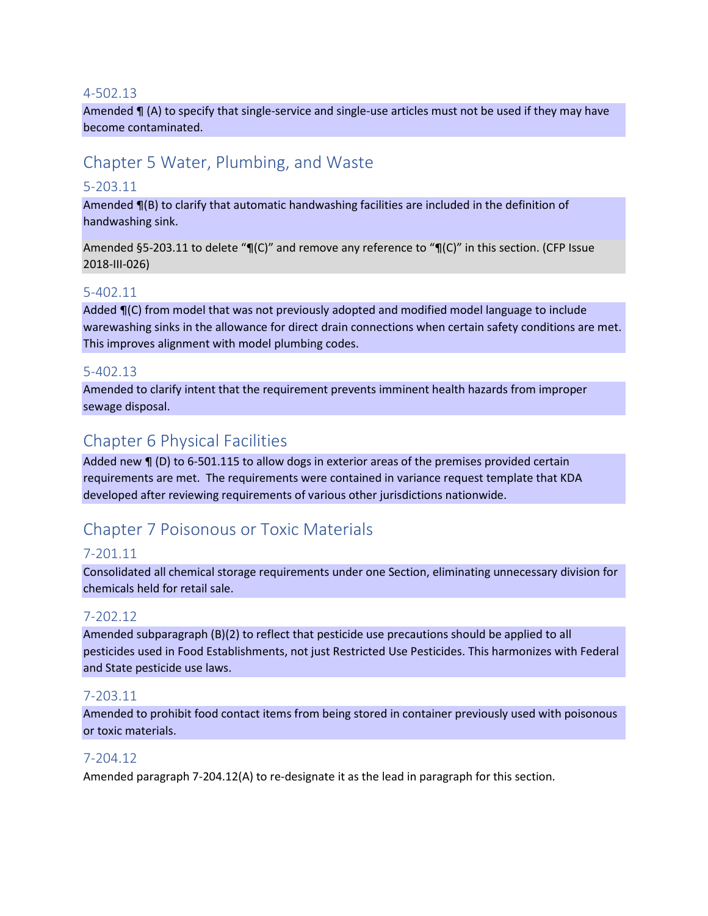### 4-502.13

Amended ¶ (A) to specify that single-service and single-use articles must not be used if they may have become contaminated.

## Chapter 5 Water, Plumbing, and Waste

### 5-203.11

Amended ¶(B) to clarify that automatic handwashing facilities are included in the definition of handwashing sink.

Amended §5-203.11 to delete "¶(C)" and remove any reference to "¶(C)" in this section. (CFP Issue 2018-III-026)

### 5-402.11

Added ¶(C) from model that was not previously adopted and modified model language to include warewashing sinks in the allowance for direct drain connections when certain safety conditions are met. This improves alignment with model plumbing codes.

### 5-402.13

Amended to clarify intent that the requirement prevents imminent health hazards from improper sewage disposal.

## Chapter 6 Physical Facilities

Added new ¶ (D) to 6-501.115 to allow dogs in exterior areas of the premises provided certain requirements are met. The requirements were contained in variance request template that KDA developed after reviewing requirements of various other jurisdictions nationwide.

## Chapter 7 Poisonous or Toxic Materials

### 7-201.11

Consolidated all chemical storage requirements under one Section, eliminating unnecessary division for chemicals held for retail sale.

### 7-202.12

Amended subparagraph (B)(2) to reflect that pesticide use precautions should be applied to all pesticides used in Food Establishments, not just Restricted Use Pesticides. This harmonizes with Federal and State pesticide use laws.

### 7-203.11

Amended to prohibit food contact items from being stored in container previously used with poisonous or toxic materials.

### 7-204.12

Amended paragraph 7-204.12(A) to re-designate it as the lead in paragraph for this section.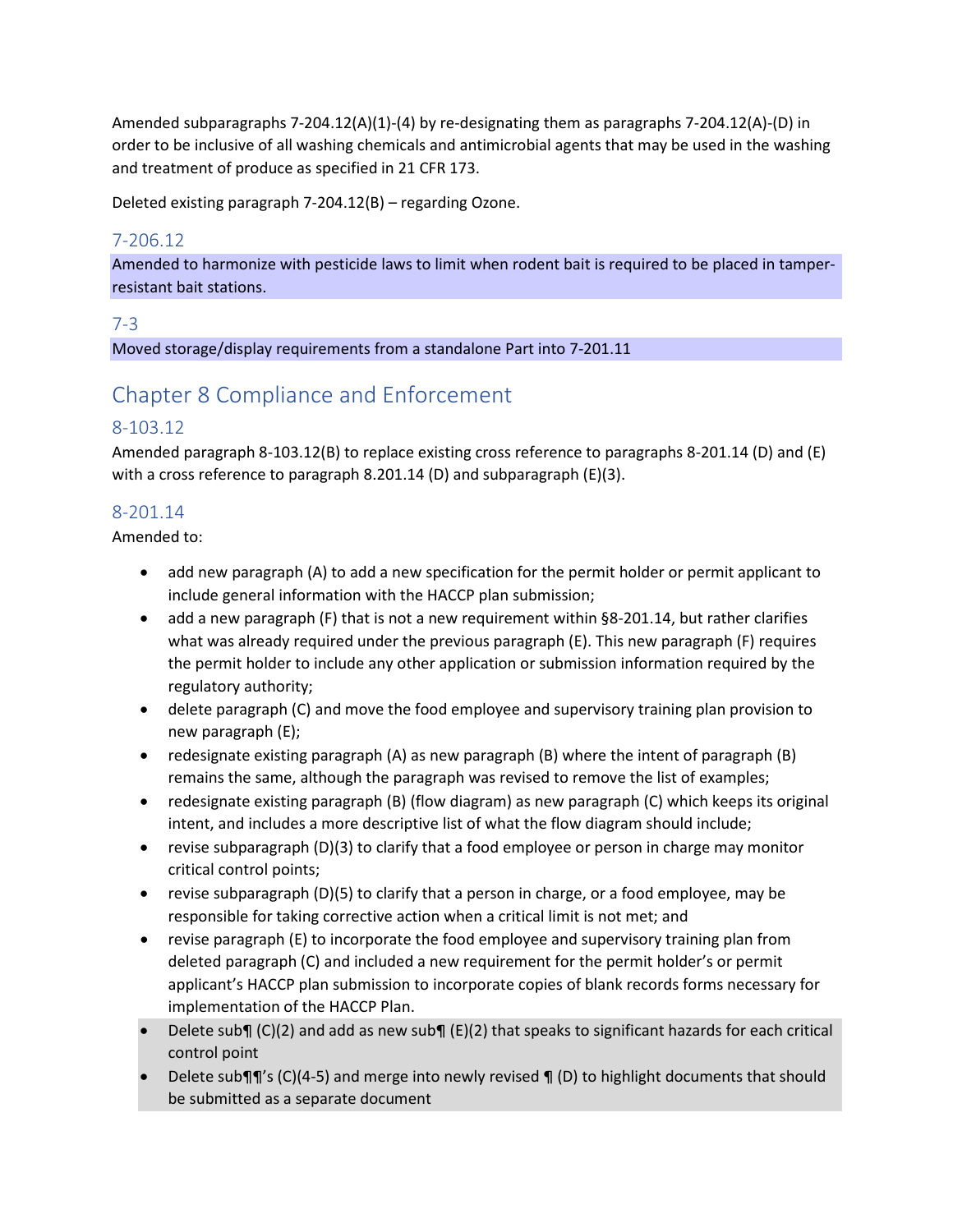Amended subparagraphs 7-204.12(A)(1)-(4) by re-designating them as paragraphs 7-204.12(A)-(D) in order to be inclusive of all washing chemicals and antimicrobial agents that may be used in the washing and treatment of produce as specified in 21 CFR 173.

Deleted existing paragraph 7-204.12(B) – regarding Ozone.

### 7-206.12

Amended to harmonize with pesticide laws to limit when rodent bait is required to be placed in tamper-resistant bait stations.

### 7-3

Moved storage/display requirements from a standalone Part into 7-201.11

## Chapter 8 Compliance and Enforcement

### 8-103.12

Amended paragraph 8-103.12(B) to replace existing cross reference to paragraphs 8-201.14 (D) and (E) with a cross reference to paragraph 8.201.14 (D) and subparagraph (E)(3).

### 8-201.14

Amended to:

- add new paragraph (A) to add a new specification for the permit holder or permit applicant to include general information with the HACCP plan submission;
- add a new paragraph (F) that is not a new requirement within §8-201.14, but rather clarifies what was already required under the previous paragraph (E). This new paragraph (F) requires the permit holder to include any other application or submission information required by the regulatory authority;
- delete paragraph (C) and move the food employee and supervisory training plan provision to new paragraph (E);
- redesignate existing paragraph (A) as new paragraph (B) where the intent of paragraph (B) remains the same, although the paragraph was revised to remove the list of examples;
- redesignate existing paragraph (B) (flow diagram) as new paragraph (C) which keeps its original intent, and includes a more descriptive list of what the flow diagram should include;
- revise subparagraph (D)(3) to clarify that a food employee or person in charge may monitor critical control points;
- revise subparagraph (D)(5) to clarify that a person in charge, or a food employee, may be responsible for taking corrective action when a critical limit is not met; and
- revise paragraph (E) to incorporate the food employee and supervisory training plan from deleted paragraph (C) and included a new requirement for the permit holder's or permit applicant's HACCP plan submission to incorporate copies of blank records forms necessary for implementation of the HACCP Plan.
- Delete sub¶ (C)(2) and add as new sub¶ (E)(2) that speaks to significant hazards for each critical control point
- Delete sub¶¶'s (C)(4-5) and merge into newly revised ¶ (D) to highlight documents that should be submitted as a separate document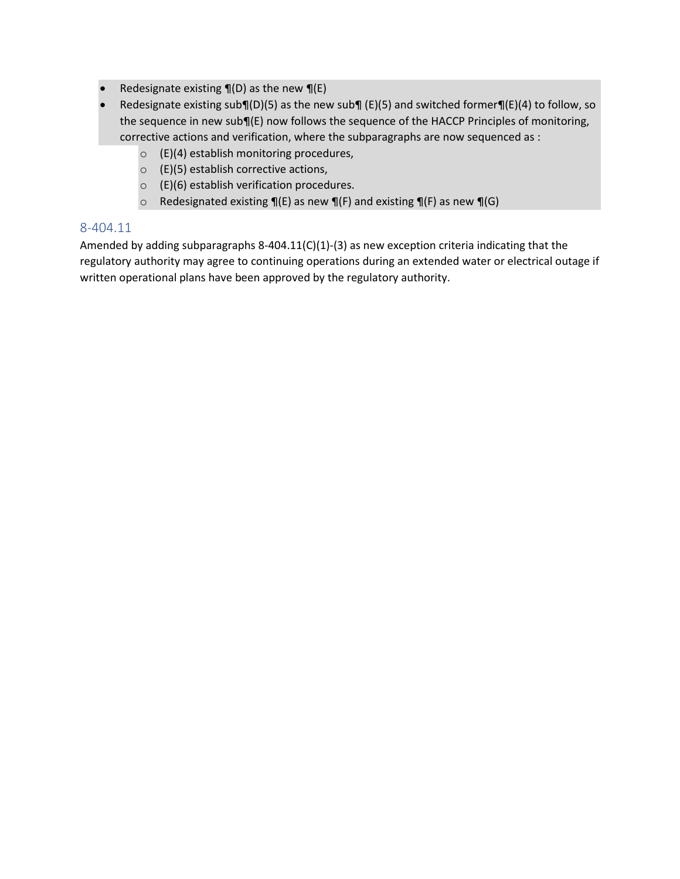- Redesignate existing ¶(D) as the new ¶(E)
- Redesignate existing sub¶(D)(5) as the new sub¶ (E)(5) and switched former¶(E)(4) to follow, so the sequence in new sub¶(E) now follows the sequence of the HACCP Principles of monitoring, corrective actions and verification, where the subparagraphs are now sequenced as :
  - (E)(4) establish monitoring procedures,
  - (E)(5) establish corrective actions,
  - (E)(6) establish verification procedures.
  - Redesignated existing ¶(E) as new ¶(F) and existing ¶(F) as new ¶(G)

## 8-404.11

Amended by adding subparagraphs 8-404.11(C)(1)-(3) as new exception criteria indicating that the regulatory authority may agree to continuing operations during an extended water or electrical outage if written operational plans have been approved by the regulatory authority.